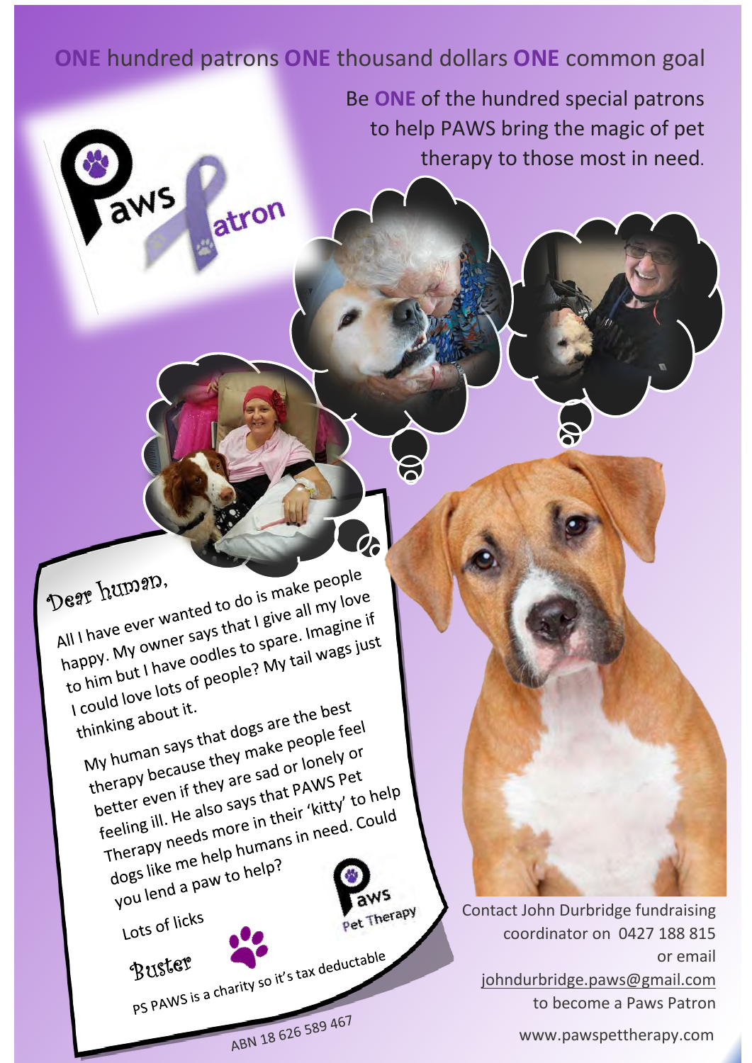**ONE** hundred patrons **ONE** thousand dollars **ONE** common goal

Be **ONE** of the hundred special patrons to help PAWS bring the magic of pet therapy to those most in need.

Paws Patron

Dear human,

All I have ever wanted to do is make people happy. My owner says that I give all my love to him but I have oodles to spare. Imagine if I could love lots of people? My tail wags just thinking about it.

My human says that dogs are the best therapy because they make people feel better even if they are sad or lonely or feeling ill. He also says that PAWS Pet Therapy needs more in their 'kitty' to help dogs like me help humans in need. Could you lend a paw to help?

Lots of licks

Buster

PS PAWS is a charity so it's tax deductable

Paws Pet Therapy

ABN 18 626 589 467

Contact John Durbridge fundraising coordinator on 0427 188 815 or email johndurbridge.paws@gmail.com to become a Paws Patron

www.pawspettherapy.com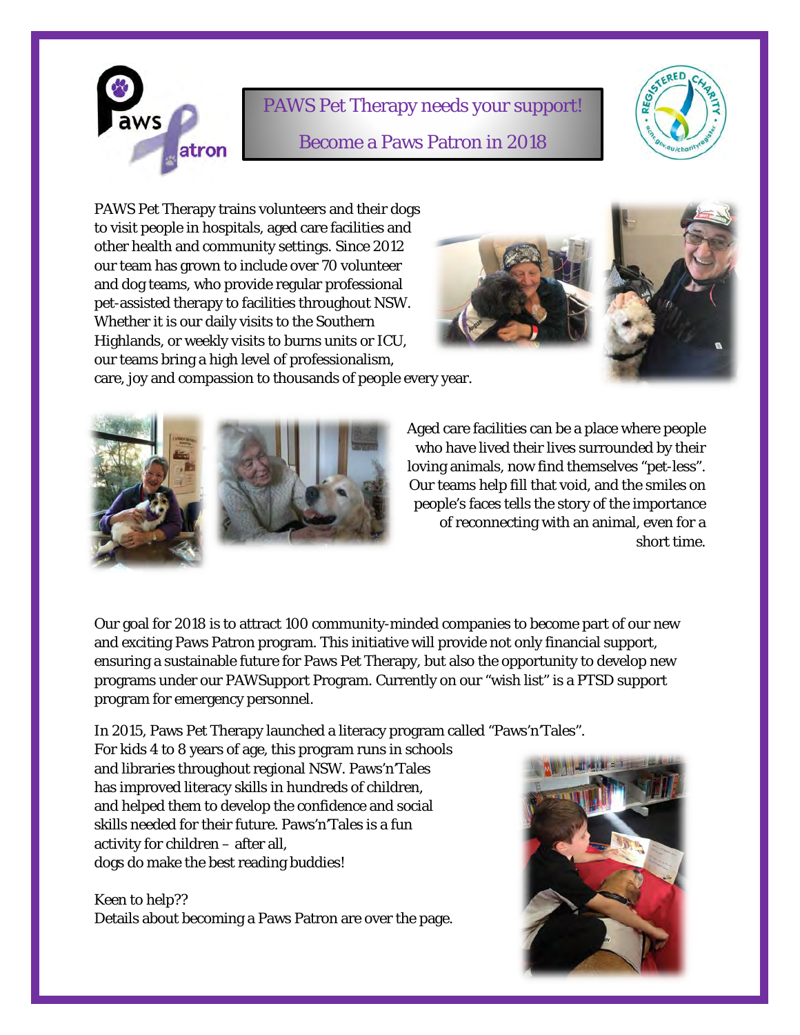PAWS Pet Therapy needs your support!

Become a Paws Patron in 2018

PAWS Pet Therapy trains volunteers and their dogs to visit people in hospitals, aged care facilities and other health and community settings. Since 2012 our team has grown to include over 70 volunteer and dog teams, who provide regular professional pet-assisted therapy to facilities throughout NSW. Whether it is our daily visits to the Southern Highlands, or weekly visits to burns units or ICU, our teams bring a high level of professionalism, care, joy and compassion to thousands of people every year.

Aged care facilities can be a place where people who have lived their lives surrounded by their loving animals, now find themselves "pet-less". Our teams help fill that void, and the smiles on people's faces tells the story of the importance of reconnecting with an animal, even for a short time.

Our goal for 2018 is to attract 100 community-minded companies to become part of our new and exciting Paws Patron program. This initiative will provide not only financial support, ensuring a sustainable future for Paws Pet Therapy, but also the opportunity to develop new programs under our PAWSupport Program. Currently on our "wish list" is a PTSD support program for emergency personnel.

In 2015, Paws Pet Therapy launched a literacy program called "Paws'n'Tales". For kids 4 to 8 years of age, this program runs in schools and libraries throughout regional NSW. Paws'n'Tales has improved literacy skills in hundreds of children, and helped them to develop the confidence and social skills needed for their future. Paws'n'Tales is a fun activity for children – after all, dogs do make the best reading buddies!

Keen to help??
Details about becoming a Paws Patron are over the page.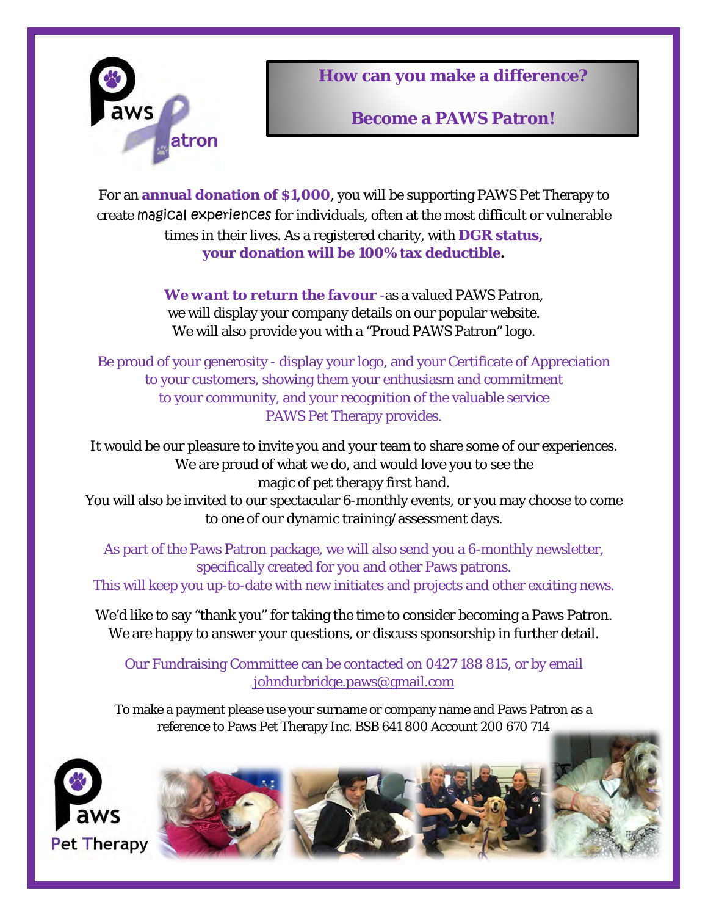## How can you make a difference?

## Become a PAWS Patron!

For an **annual donation of $1,000**, you will be supporting PAWS Pet Therapy to create magical experiences for individuals, often at the most difficult or vulnerable times in their lives. As a registered charity, with **DGR status, your donation will be 100% tax deductible.**

***We want to return the favour*** -as a valued PAWS Patron, we will display your company details on our popular website. We will also provide you with a "Proud PAWS Patron" logo.

Be proud of your generosity - display your logo, and your Certificate of Appreciation to your customers, showing them your enthusiasm and commitment to your community, and your recognition of the valuable service PAWS Pet Therapy provides.

It would be our pleasure to invite you and your team to share some of our experiences. We are proud of what we do, and would love you to see the magic of pet therapy first hand.
You will also be invited to our spectacular 6-monthly events, or you may choose to come to one of our dynamic training/assessment days.

As part of the Paws Patron package, we will also send you a 6-monthly newsletter, specifically created for you and other Paws patrons.
This will keep you up-to-date with new initiates and projects and other exciting news.

We'd like to say "thank you" for taking the time to consider becoming a Paws Patron. We are happy to answer your questions, or discuss sponsorship in further detail.

Our Fundraising Committee can be contacted on 0427 188 815, or by email johndurbridge.paws@gmail.com

To make a payment please use your surname or company name and Paws Patron as a reference to Paws Pet Therapy Inc. BSB 641 800 Account 200 670 714